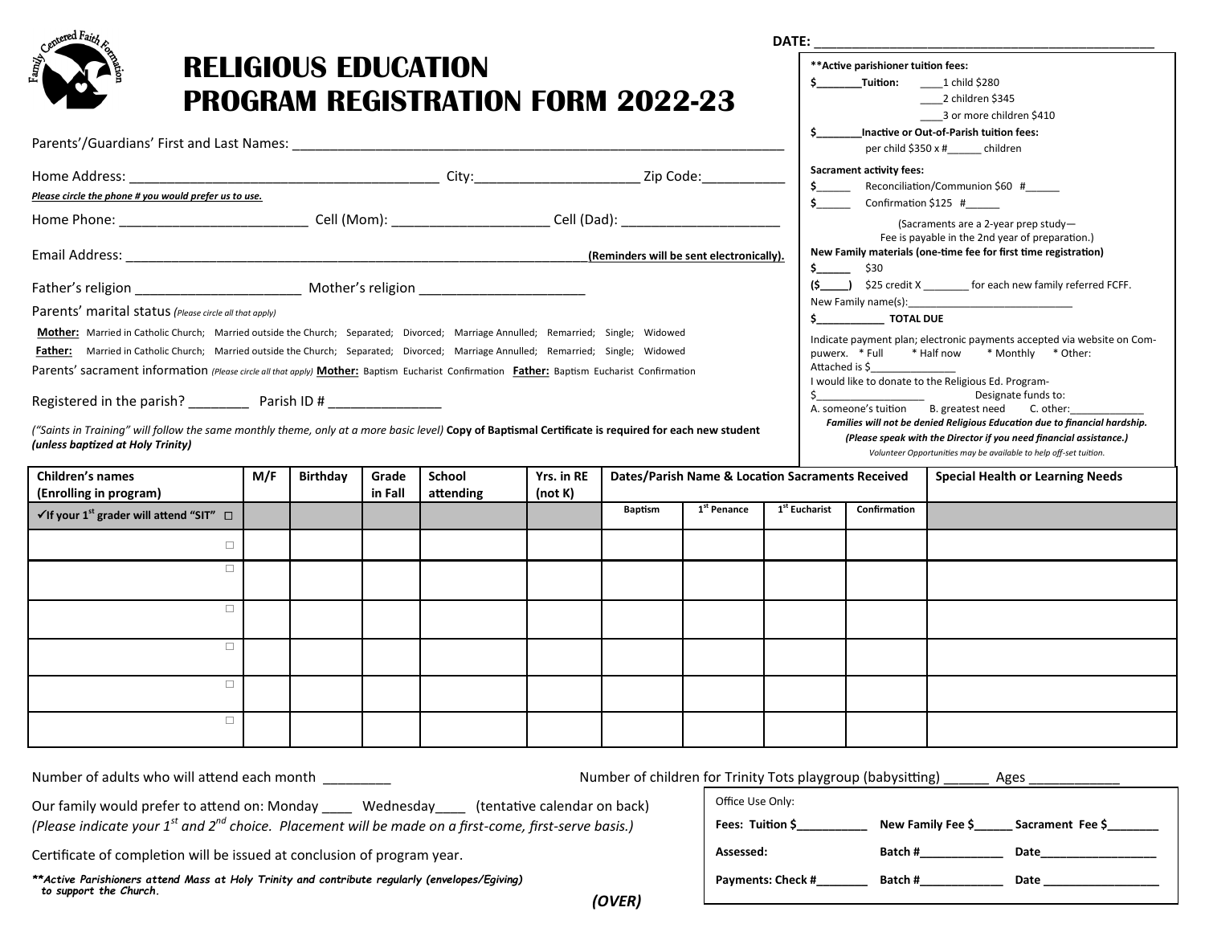# RELIGIOUS EDUCATION PROGRAM REGISTRATION FORM 2022-23

DATE: _______________________________________________

Parents'/Guardians' First and Last Names: ___________________________________________________________________

Home Address: _________________________________________ City:______________________ Zip Code:___________

***Please circle the phone # you would prefer us to use.***

Home Phone: __________________________ Cell (Mom): _____________________ Cell (Dad): ______________________

Email Address: ___________________________________________________________________**(Reminders will be sent electronically).**

Father's religion _______________________ Mother's religion _______________________

Parents' marital status *(Please circle all that apply)*

**Mother:** Married in Catholic Church; Married outside the Church; Separated; Divorced; Marriage Annulled; Remarried; Single; Widowed

**Father:** Married in Catholic Church; Married outside the Church; Separated; Divorced; Marriage Annulled; Remarried; Single; Widowed

Parents' sacrament information *(Please circle all that apply)* **Mother:** Baptism Eucharist Confirmation **Father:** Baptism Eucharist Confirmation

Registered in the parish? ________ Parish ID # ________________

*("Saints in Training" will follow the same monthly theme, only at a more basic level)* **Copy of Baptismal Certificate is required for each new student** ***(unless baptized at Holy Trinity)***

**Active parishioner tuition fees:**

$________**Tuition:** ____1 child $280
____2 children $345
____3 or more children $410

$________**Inactive or Out-of-Parish tuition fees:**
per child $350 x #______ children

**Sacrament activity fees:**

$______ Reconciliation/Communion $60 #______

$______ Confirmation $125 #______

(Sacraments are a 2-year prep study—
Fee is payable in the 2nd year of preparation.)

**New Family materials (one-time fee for first time registration)**

$______ $30

**($_____)** $25 credit X ________ for each new family referred FCFF.

New Family name(s):_____________________________

$____________ **TOTAL DUE**

Indicate payment plan; electronic payments accepted via website on Compuwerx. * Full * Half now * Monthly * Other:

Attached is $_______________

I would like to donate to the Religious Ed. Program-

$__________________ Designate funds to:

A. someone's tuition B. greatest need C. other:____________

***Families will not be denied Religious Education due to financial hardship.***

***(Please speak with the Director if you need financial assistance.)***

*Volunteer Opportunities may be available to help off-set tuition.*

| Children's names (Enrolling in program) | M/F | Birthday | Grade in Fall | School attending | Yrs. in RE (not K) | Dates/Parish Name & Location Sacraments Received | | | | Special Health or Learning Needs |
|---|---|---|---|---|---|---|---|---|---|---|
| ✓If your 1st grader will attend "SIT" ☐ | | | | | | Baptism | 1st Penance | 1st Eucharist | Confirmation | |
| ☐ | | | | | | | | | | |
| ☐ | | | | | | | | | | |
| ☐ | | | | | | | | | | |
| ☐ | | | | | | | | | | |
| ☐ | | | | | | | | | | |
| ☐ | | | | | | | | | | |

Number of adults who will attend each month _________

Number of children for Trinity Tots playgroup (babysitting) ______ Ages ____________

Our family would prefer to attend on: Monday ____ Wednesday____ (tentative calendar on back)
*(Please indicate your 1st and 2nd choice. Placement will be made on a first-come, first-serve basis.)*

Certificate of completion will be issued at conclusion of program year.

***\*\*Active Parishioners attend Mass at Holy Trinity and contribute regularly (envelopes/Egiving) to support the Church.***

Office Use Only:

**Fees: Tuition $__________ New Family Fee $______ Sacrament Fee $________**

**Assessed: Batch #____________ Date_________________**

**Payments: Check #________ Batch #____________ Date _________________**

***(OVER)***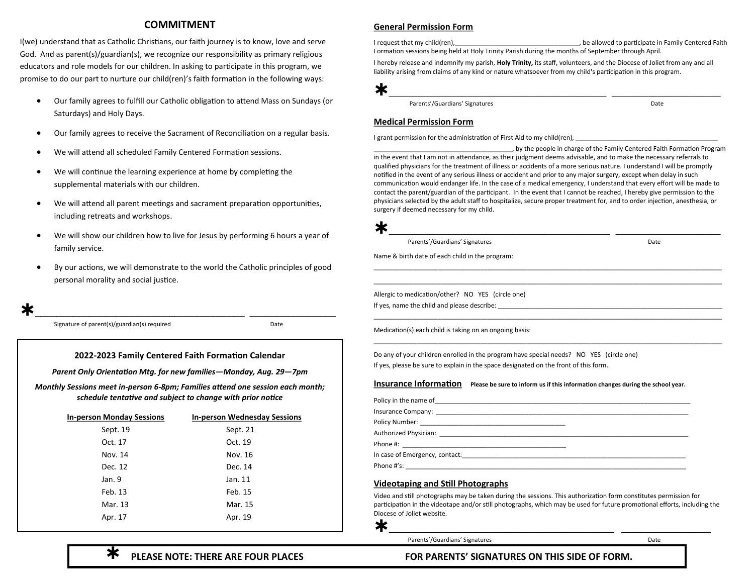## COMMITMENT

I(we) understand that as Catholic Christians, our faith journey is to know, love and serve God. And as parent(s)/guardian(s), we recognize our responsibility as primary religious educators and role models for our children. In asking to participate in this program, we promise to do our part to nurture our child(ren)'s faith formation in the following ways:

- Our family agrees to fulfill our Catholic obligation to attend Mass on Sundays (or Saturdays) and Holy Days.
- Our family agrees to receive the Sacrament of Reconciliation on a regular basis.
- We will attend all scheduled Family Centered Formation sessions.
- We will continue the learning experience at home by completing the supplemental materials with our children.
- We will attend all parent meetings and sacrament preparation opportunities, including retreats and workshops.
- We will show our children how to live for Jesus by performing 6 hours a year of family service.
- By our actions, we will demonstrate to the world the Catholic principles of good personal morality and social justice.

*__________________________________________ __________________

Signature of parent(s)/guardian(s) required Date

### 2022-2023 Family Centered Faith Formation Calendar

*Parent Only Orientation Mtg. for new families—Monday, Aug. 29—7pm*

*Monthly Sessions meet in-person 6-8pm; Families attend one session each month; schedule tentative and subject to change with prior notice*

| In-person Monday Sessions | In-person Wednesday Sessions |
|---|---|
| Sept. 19 | Sept. 21 |
| Oct. 17 | Oct. 19 |
| Nov. 14 | Nov. 16 |
| Dec. 12 | Dec. 14 |
| Jan. 9 | Jan. 11 |
| Feb. 13 | Feb. 15 |
| Mar. 13 | Mar. 15 |
| Apr. 17 | Apr. 19 |

## General Permission Form

I request that my child(ren),___________________________________, be allowed to participate in Family Centered Faith Formation sessions being held at Holy Trinity Parish during the months of September through April.

I hereby release and indemnify my parish, **Holy Trinity,** its staff, volunteers, and the Diocese of Joliet from any and all liability arising from claims of any kind or nature whatsoever from my child's participation in this program.

*_______________________________________________ _________________________

Parents'/Guardians' Signatures Date

## Medical Permission Form

I grant permission for the administration of First Aid to my child(ren), _______________________________________

______________________________________, by the people in charge of the Family Centered Faith Formation Program in the event that I am not in attendance, as their judgment deems advisable, and to make the necessary referrals to qualified physicians for the treatment of illness or accidents of a more serious nature. I understand I will be promptly notified in the event of any serious illness or accident and prior to any major surgery, except when delay in such communication would endanger life. In the case of a medical emergency, I understand that every effort will be made to contact the parent/guardian of the participant. In the event that I cannot be reached, I hereby give permission to the physicians selected by the adult staff to hospitalize, secure proper treatment for, and to order injection, anesthesia, or surgery if deemed necessary for my child.

*_______________________________________________ _________________________

Parents'/Guardians' Signatures Date

Name & birth date of each child in the program:

_____________________________________________________________________________________________

_____________________________________________________________________________________________

Allergic to medication/other? NO YES (circle one)

If yes, name the child and please describe: ____________________________________________________________

_____________________________________________________________________________________________

Medication(s) each child is taking on an ongoing basis:

_____________________________________________________________________________________________

Do any of your children enrolled in the program have special needs? NO YES (circle one)

If yes, please be sure to explain in the space designated on the front of this form.

## Insurance Information

**Please be sure to inform us if this information changes during the school year.**

Policy in the name of__________________________________________________________________________

Insurance Company: __________________________________________________________________________

Policy Number: ________________________________________

Authorized Physician: _________________________________________________________________________

Phone #: ______________________________________________

In case of Emergency, contact:__________________________________________________________________

Phone #'s: _____________________________________________________________________________________

## Videotaping and Still Photographs

Video and still photographs may be taken during the sessions. This authorization form constitutes permission for participation in the videotape and/or still photographs, which may be used for future promotional efforts, including the Diocese of Joliet website.

*_______________________________________________ _______________________

Parents'/Guardians' Signatures Date

**\* PLEASE NOTE: THERE ARE FOUR PLACES FOR PARENTS' SIGNATURES ON THIS SIDE OF FORM.**